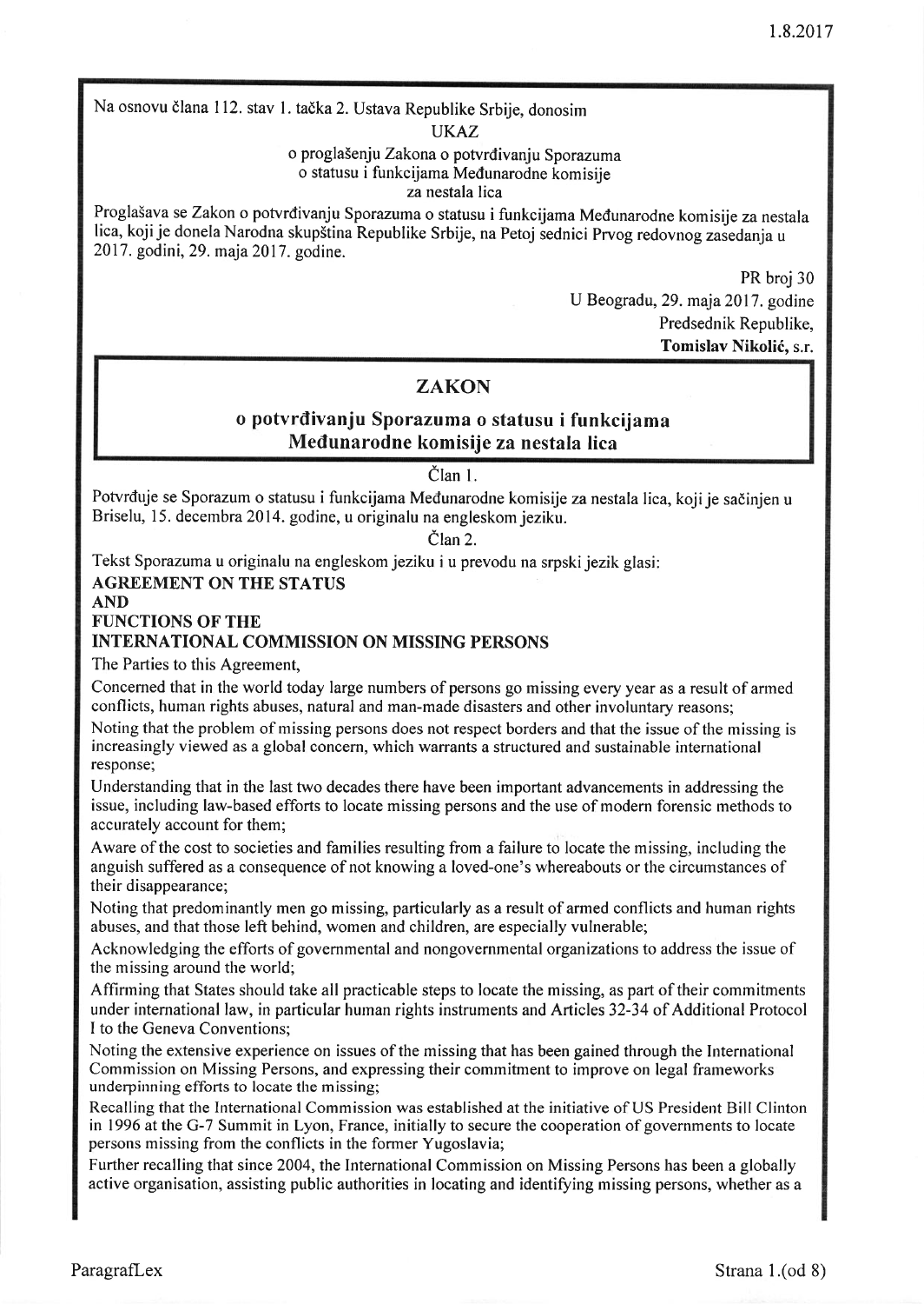Na osnovu člana 112. stav 1. tačka 2. Ustava Republike Srbije, donosim

UKAZ

o proglašenju Zakona o potvrđivanju Sporazuma
o statusu i funkcijama Međunarodne komisije
za nestala lica

Proglašava se Zakon o potvrđivanju Sporazuma o statusu i funkcijama Međunarodne komisije za nestala lica, koji je donela Narodna skupština Republike Srbije, na Petoj sednici Prvog redovnog zasedanja u 2017. godini, 29. maja 2017. godine.

PR broj 30

U Beogradu, 29. maja 2017. godine

Predsednik Republike,

**Tomislav Nikolić**, s.r.

# ZAKON

## o potvrđivanju Sporazuma o statusu i funkcijama Međunarodne komisije za nestala lica

Član 1.

Potvrđuje se Sporazum o statusu i funkcijama Međunarodne komisije za nestala lica, koji je sačinjen u Briselu, 15. decembra 2014. godine, u originalu na engleskom jeziku.

Član 2.

Tekst Sporazuma u originalu na engleskom jeziku i u prevodu na srpski jezik glasi:

**AGREEMENT ON THE STATUS**
**AND**
**FUNCTIONS OF THE**
**INTERNATIONAL COMMISSION ON MISSING PERSONS**

The Parties to this Agreement,

Concerned that in the world today large numbers of persons go missing every year as a result of armed conflicts, human rights abuses, natural and man-made disasters and other involuntary reasons;

Noting that the problem of missing persons does not respect borders and that the issue of the missing is increasingly viewed as a global concern, which warrants a structured and sustainable international response;

Understanding that in the last two decades there have been important advancements in addressing the issue, including law-based efforts to locate missing persons and the use of modern forensic methods to accurately account for them;

Aware of the cost to societies and families resulting from a failure to locate the missing, including the anguish suffered as a consequence of not knowing a loved-one's whereabouts or the circumstances of their disappearance;

Noting that predominantly men go missing, particularly as a result of armed conflicts and human rights abuses, and that those left behind, women and children, are especially vulnerable;

Acknowledging the efforts of governmental and nongovernmental organizations to address the issue of the missing around the world;

Affirming that States should take all practicable steps to locate the missing, as part of their commitments under international law, in particular human rights instruments and Articles 32-34 of Additional Protocol I to the Geneva Conventions;

Noting the extensive experience on issues of the missing that has been gained through the International Commission on Missing Persons, and expressing their commitment to improve on legal frameworks underpinning efforts to locate the missing;

Recalling that the International Commission was established at the initiative of US President Bill Clinton in 1996 at the G-7 Summit in Lyon, France, initially to secure the cooperation of governments to locate persons missing from the conflicts in the former Yugoslavia;

Further recalling that since 2004, the International Commission on Missing Persons has been a globally active organisation, assisting public authorities in locating and identifying missing persons, whether as a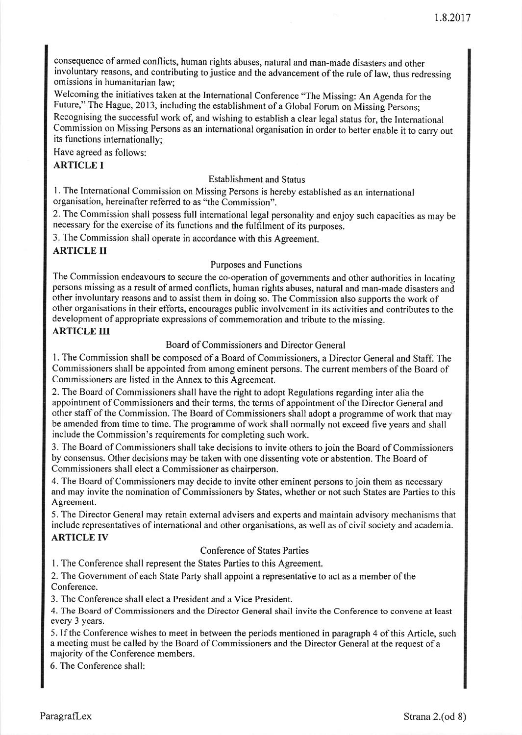consequence of armed conflicts, human rights abuses, natural and man-made disasters and other involuntary reasons, and contributing to justice and the advancement of the rule of law, thus redressing omissions in humanitarian law;

Welcoming the initiatives taken at the International Conference "The Missing: An Agenda for the Future," The Hague, 2013, including the establishment of a Global Forum on Missing Persons;

Recognising the successful work of, and wishing to establish a clear legal status for, the International Commission on Missing Persons as an international organisation in order to better enable it to carry out its functions internationally;

Have agreed as follows:

## ARTICLE I

Establishment and Status

1. The International Commission on Missing Persons is hereby established as an international organisation, hereinafter referred to as "the Commission".

2. The Commission shall possess full international legal personality and enjoy such capacities as may be necessary for the exercise of its functions and the fulfilment of its purposes.

3. The Commission shall operate in accordance with this Agreement.

## ARTICLE II

Purposes and Functions

The Commission endeavours to secure the co-operation of governments and other authorities in locating persons missing as a result of armed conflicts, human rights abuses, natural and man-made disasters and other involuntary reasons and to assist them in doing so. The Commission also supports the work of other organisations in their efforts, encourages public involvement in its activities and contributes to the development of appropriate expressions of commemoration and tribute to the missing.

## ARTICLE III

Board of Commissioners and Director General

1. The Commission shall be composed of a Board of Commissioners, a Director General and Staff. The Commissioners shall be appointed from among eminent persons. The current members of the Board of Commissioners are listed in the Annex to this Agreement.

2. The Board of Commissioners shall have the right to adopt Regulations regarding inter alia the appointment of Commissioners and their terms, the terms of appointment of the Director General and other staff of the Commission. The Board of Commissioners shall adopt a programme of work that may be amended from time to time. The programme of work shall normally not exceed five years and shall include the Commission's requirements for completing such work.

3. The Board of Commissioners shall take decisions to invite others to join the Board of Commissioners by consensus. Other decisions may be taken with one dissenting vote or abstention. The Board of Commissioners shall elect a Commissioner as chairperson.

4. The Board of Commissioners may decide to invite other eminent persons to join them as necessary and may invite the nomination of Commissioners by States, whether or not such States are Parties to this Agreement.

5. The Director General may retain external advisers and experts and maintain advisory mechanisms that include representatives of international and other organisations, as well as of civil society and academia.

## ARTICLE IV

Conference of States Parties

1. The Conference shall represent the States Parties to this Agreement.

2. The Government of each State Party shall appoint a representative to act as a member of the Conference.

3. The Conference shall elect a President and a Vice President.

4. The Board of Commissioners and the Director General shall invite the Conference to convene at least every 3 years.

5. If the Conference wishes to meet in between the periods mentioned in paragraph 4 of this Article, such a meeting must be called by the Board of Commissioners and the Director General at the request of a majority of the Conference members.

6. The Conference shall: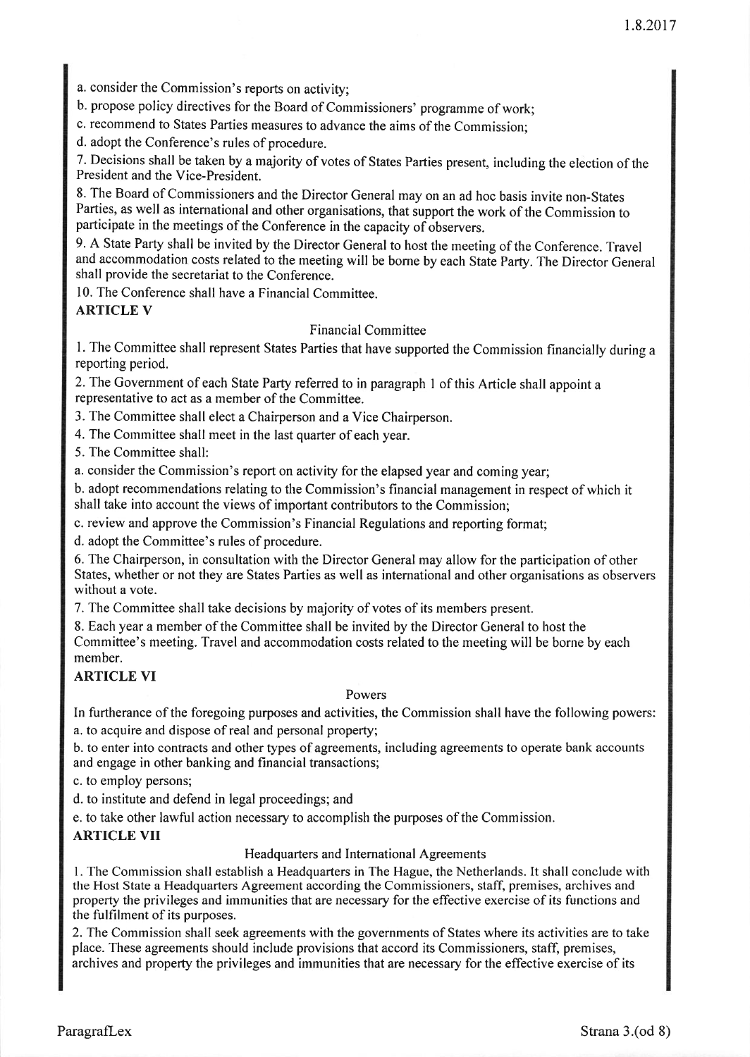a. consider the Commission's reports on activity;

b. propose policy directives for the Board of Commissioners' programme of work;

c. recommend to States Parties measures to advance the aims of the Commission;

d. adopt the Conference's rules of procedure.

7. Decisions shall be taken by a majority of votes of States Parties present, including the election of the President and the Vice-President.

8. The Board of Commissioners and the Director General may on an ad hoc basis invite non-States Parties, as well as international and other organisations, that support the work of the Commission to participate in the meetings of the Conference in the capacity of observers.

9. A State Party shall be invited by the Director General to host the meeting of the Conference. Travel and accommodation costs related to the meeting will be borne by each State Party. The Director General shall provide the secretariat to the Conference.

10. The Conference shall have a Financial Committee.

**ARTICLE V**

Financial Committee

1. The Committee shall represent States Parties that have supported the Commission financially during a reporting period.

2. The Government of each State Party referred to in paragraph 1 of this Article shall appoint a representative to act as a member of the Committee.

3. The Committee shall elect a Chairperson and a Vice Chairperson.

4. The Committee shall meet in the last quarter of each year.

5. The Committee shall:

a. consider the Commission's report on activity for the elapsed year and coming year;

b. adopt recommendations relating to the Commission's financial management in respect of which it shall take into account the views of important contributors to the Commission;

c. review and approve the Commission's Financial Regulations and reporting format;

d. adopt the Committee's rules of procedure.

6. The Chairperson, in consultation with the Director General may allow for the participation of other States, whether or not they are States Parties as well as international and other organisations as observers without a vote.

7. The Committee shall take decisions by majority of votes of its members present.

8. Each year a member of the Committee shall be invited by the Director General to host the Committee's meeting. Travel and accommodation costs related to the meeting will be borne by each member.

**ARTICLE VI**

Powers

In furtherance of the foregoing purposes and activities, the Commission shall have the following powers:

a. to acquire and dispose of real and personal property;

b. to enter into contracts and other types of agreements, including agreements to operate bank accounts and engage in other banking and financial transactions;

c. to employ persons;

d. to institute and defend in legal proceedings; and

e. to take other lawful action necessary to accomplish the purposes of the Commission.

**ARTICLE VII**

Headquarters and International Agreements

1. The Commission shall establish a Headquarters in The Hague, the Netherlands. It shall conclude with the Host State a Headquarters Agreement according the Commissioners, staff, premises, archives and property the privileges and immunities that are necessary for the effective exercise of its functions and the fulfilment of its purposes.

2. The Commission shall seek agreements with the governments of States where its activities are to take place. These agreements should include provisions that accord its Commissioners, staff, premises, archives and property the privileges and immunities that are necessary for the effective exercise of its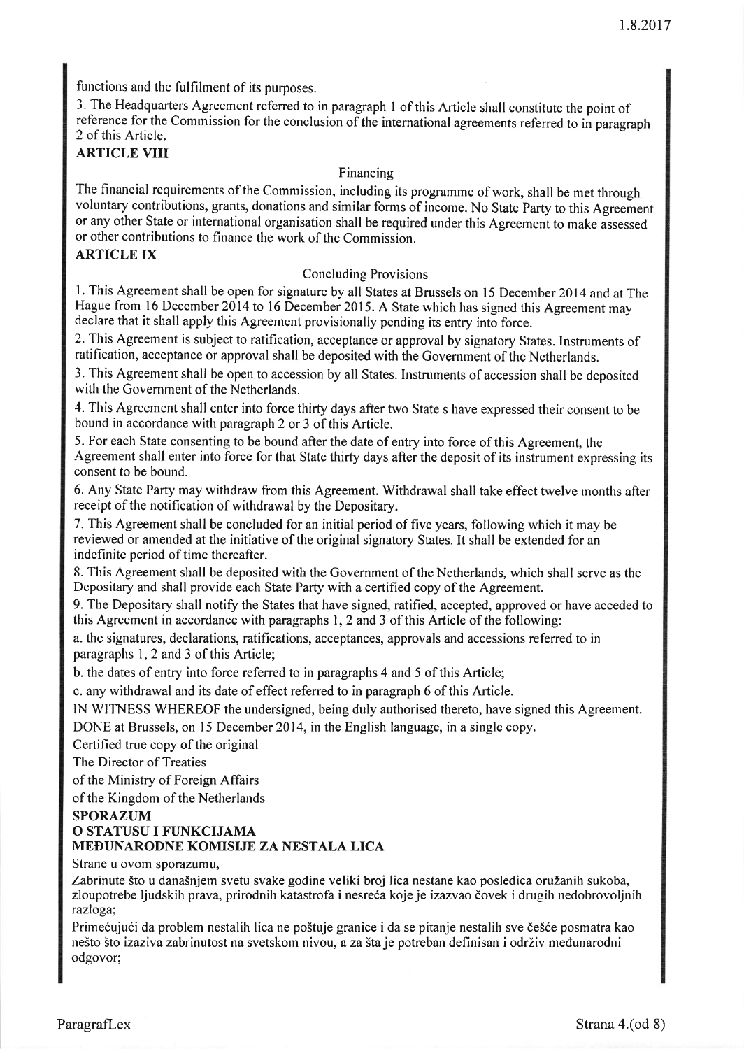functions and the fulfilment of its purposes.

3. The Headquarters Agreement referred to in paragraph 1 of this Article shall constitute the point of reference for the Commission for the conclusion of the international agreements referred to in paragraph 2 of this Article.

**ARTICLE VIII**

Financing

The financial requirements of the Commission, including its programme of work, shall be met through voluntary contributions, grants, donations and similar forms of income. No State Party to this Agreement or any other State or international organisation shall be required under this Agreement to make assessed or other contributions to finance the work of the Commission.

**ARTICLE IX**

Concluding Provisions

1. This Agreement shall be open for signature by all States at Brussels on 15 December 2014 and at The Hague from 16 December 2014 to 16 December 2015. A State which has signed this Agreement may declare that it shall apply this Agreement provisionally pending its entry into force.

2. This Agreement is subject to ratification, acceptance or approval by signatory States. Instruments of ratification, acceptance or approval shall be deposited with the Government of the Netherlands.

3. This Agreement shall be open to accession by all States. Instruments of accession shall be deposited with the Government of the Netherlands.

4. This Agreement shall enter into force thirty days after two State s have expressed their consent to be bound in accordance with paragraph 2 or 3 of this Article.

5. For each State consenting to be bound after the date of entry into force of this Agreement, the Agreement shall enter into force for that State thirty days after the deposit of its instrument expressing its consent to be bound.

6. Any State Party may withdraw from this Agreement. Withdrawal shall take effect twelve months after receipt of the notification of withdrawal by the Depositary.

7. This Agreement shall be concluded for an initial period of five years, following which it may be reviewed or amended at the initiative of the original signatory States. It shall be extended for an indefinite period of time thereafter.

8. This Agreement shall be deposited with the Government of the Netherlands, which shall serve as the Depositary and shall provide each State Party with a certified copy of the Agreement.

9. The Depositary shall notify the States that have signed, ratified, accepted, approved or have acceded to this Agreement in accordance with paragraphs 1, 2 and 3 of this Article of the following:

a. the signatures, declarations, ratifications, acceptances, approvals and accessions referred to in paragraphs 1, 2 and 3 of this Article;

b. the dates of entry into force referred to in paragraphs 4 and 5 of this Article;

c. any withdrawal and its date of effect referred to in paragraph 6 of this Article.

IN WITNESS WHEREOF the undersigned, being duly authorised thereto, have signed this Agreement.

DONE at Brussels, on 15 December 2014, in the English language, in a single copy.

Certified true copy of the original

The Director of Treaties

of the Ministry of Foreign Affairs

of the Kingdom of the Netherlands

**SPORAZUM**
**O STATUSU I FUNKCIJAMA**
**MEĐUNARODNE KOMISIJE ZA NESTALA LICA**

Strane u ovom sporazumu,

Zabrinute što u današnjem svetu svake godine veliki broj lica nestane kao posledica oružanih sukoba, zloupotrebe ljudskih prava, prirodnih katastrofa i nesreća koje je izazvao čovek i drugih nedobrovoljnih razloga;

Primećujući da problem nestalih lica ne poštuje granice i da se pitanje nestalih sve češće posmatra kao nešto što izaziva zabrinutost na svetskom nivou, a za šta je potreban definisan i održiv međunarodni odgovor;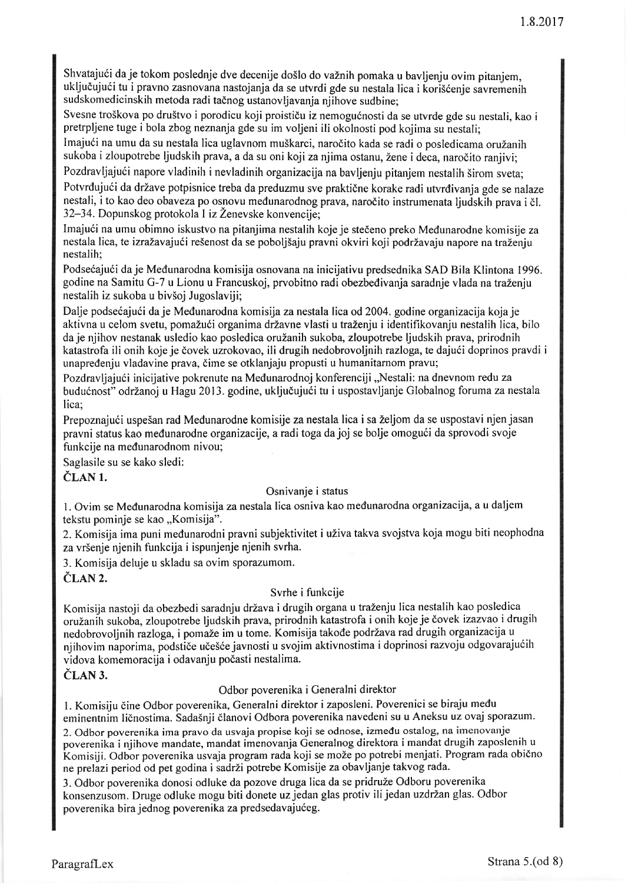Shvatajući da je tokom poslednje dve decenije došlo do važnih pomaka u bavljenju ovim pitanjem, uključujući tu i pravno zasnovana nastojanja da se utvrdi gde su nestala lica i korišćenje savremenih sudskomedicinskih metoda radi tačnog ustanovljavanja njihove sudbine;

Svesne troškova po društvo i porodicu koji proističu iz nemogućnosti da se utvrde gde su nestali, kao i pretrpljene tuge i bola zbog neznanja gde su im voljeni ili okolnosti pod kojima su nestali;

Imajući na umu da su nestala lica uglavnom muškarci, naročito kada se radi o posledicama oružanih sukoba i zloupotrebe ljudskih prava, a da su oni koji za njima ostanu, žene i deca, naročito ranjivi;

Pozdravljajući napore vladinih i nevladinih organizacija na bavljenju pitanjem nestalih širom sveta;

Potvrđujući da države potpisnice treba da preduzmu sve praktične korake radi utvrđivanja gde se nalaze nestali, i to kao deo obaveza po osnovu međunarodnog prava, naročito instrumenata ljudskih prava i čl. 32–34. Dopunskog protokola I iz Ženevske konvencije;

Imajući na umu obimno iskustvo na pitanjima nestalih koje je stečeno preko Međunarodne komisije za nestala lica, te izražavajući rešenost da se poboljšaju pravni okviri koji podržavaju napore na traženju nestalih;

Podsećajući da je Međunarodna komisija osnovana na inicijativu predsednika SAD Bila Klintona 1996. godine na Samitu G-7 u Lionu u Francuskoj, prvobitno radi obezbeđivanja saradnje vlada na traženju nestalih iz sukoba u bivšoj Jugoslaviji;

Dalje podsećajući da je Međunarodna komisija za nestala lica od 2004. godine organizacija koja je aktivna u celom svetu, pomažući organima državne vlasti u traženju i identifikovanju nestalih lica, bilo da je njihov nestanak usledio kao posledica oružanih sukoba, zloupotrebe ljudskih prava, prirodnih katastrofa ili onih koje je čovek uzrokovao, ili drugih nedobrovoljnih razloga, te dajući doprinos pravdi i unapređenju vladavine prava, čime se otklanjaju propusti u humanitarnom pravu;

Pozdravljajući inicijative pokrenute na Međunarodnoj konferenciji „Nestali: na dnevnom redu za budućnost" održanoj u Hagu 2013. godine, uključujući tu i uspostavljanje Globalnog foruma za nestala lica;

Prepoznajući uspešan rad Međunarodne komisije za nestala lica i sa željom da se uspostavi njen jasan pravni status kao međunarodne organizacije, a radi toga da joj se bolje omogući da sprovodi svoje funkcije na međunarodnom nivou;

Saglasile su se kako sledi:

**ČLAN 1.**

Osnivanje i status

1. Ovim se Međunarodna komisija za nestala lica osniva kao međunarodna organizacija, a u daljem tekstu pominje se kao „Komisija".
2. Komisija ima puni međunarodni pravni subjektivitet i uživa takva svojstva koja mogu biti neophodna za vršenje njenih funkcija i ispunjenje njenih svrha.
3. Komisija deluje u skladu sa ovim sporazumom.

**ČLAN 2.**

Svrhe i funkcije

Komisija nastoji da obezbedi saradnju država i drugih organa u traženju lica nestalih kao posledica oružanih sukoba, zloupotrebe ljudskih prava, prirodnih katastrofa i onih koje je čovek izazvao i drugih nedobrovoljnih razloga, i pomaže im u tome. Komisija takođe podržava rad drugih organizacija u njihovim naporima, podstiče učešće javnosti u svojim aktivnostima i doprinosi razvoju odgovarajućih vidova komemoracija i odavanju počasti nestalima.

**ČLAN 3.**

Odbor poverenika i Generalni direktor

1. Komisiju čine Odbor poverenika, Generalni direktor i zaposleni. Poverenici se biraju među eminentnim ličnostima. Sadašnji članovi Odbora poverenika navedeni su u Aneksu uz ovaj sporazum.
2. Odbor poverenika ima pravo da usvaja propise koji se odnose, između ostalog, na imenovanje poverenika i njihove mandate, mandat imenovanja Generalnog direktora i mandat drugih zaposlenih u Komisiji. Odbor poverenika usvaja program rada koji se može po potrebi menjati. Program rada obično ne prelazi period od pet godina i sadrži potrebe Komisije za obavljanje takvog rada.
3. Odbor poverenika donosi odluke da pozove druga lica da se pridruže Odboru poverenika konsenzusom. Druge odluke mogu biti donete uz jedan glas protiv ili jedan uzdržan glas. Odbor poverenika bira jednog poverenika za predsedavajućeg.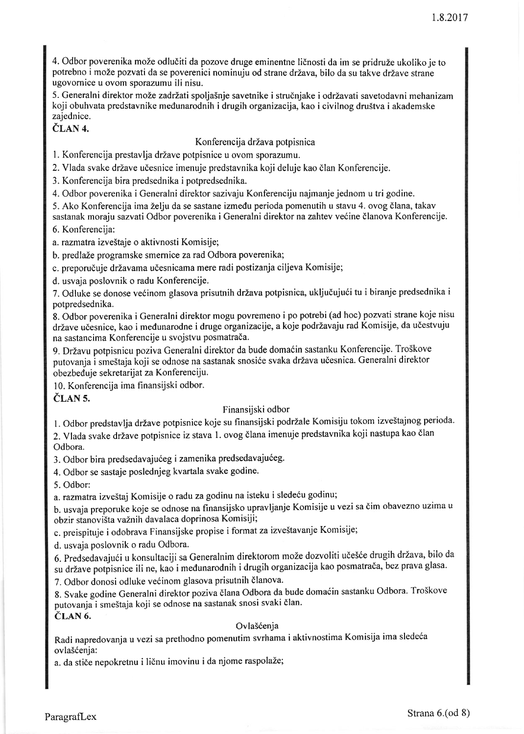4. Odbor poverenika može odlučiti da pozove druge eminentne ličnosti da im se pridruže ukoliko je to potrebno i može pozvati da se poverenici nominuju od strane država, bilo da su takve države strane ugovornice u ovom sporazumu ili nisu.

5. Generalni direktor može zadržati spoljašnje savetnike i stručnjake i održavati savetodavni mehanizam koji obuhvata predstavnike međunarodnih i drugih organizacija, kao i civilnog društva i akademske zajednice.

**ČLAN 4.**

Konferencija država potpisnica

1. Konferencija prestavlja države potpisnice u ovom sporazumu.
2. Vlada svake države učesnice imenuje predstavnika koji deluje kao član Konferencije.
3. Konferencija bira predsednika i potpredsednika.
4. Odbor poverenika i Generalni direktor sazivaju Konferenciju najmanje jednom u tri godine.
5. Ako Konferencija ima želju da se sastane između perioda pomenutih u stavu 4. ovog člana, takav sastanak moraju sazvati Odbor poverenika i Generalni direktor na zahtev većine članova Konferencije.
6. Konferencija:

a. razmatra izveštaje o aktivnosti Komisije;

b. predlaže programske smernice za rad Odbora poverenika;

c. preporučuje državama učesnicama mere radi postizanja ciljeva Komisije;

d. usvaja poslovnik o radu Konferencije.

7. Odluke se donose većinom glasova prisutnih država potpisnica, uključujući tu i biranje predsednika i potpredsednika.
8. Odbor poverenika i Generalni direktor mogu povremeno i po potrebi (ad hoc) pozvati strane koje nisu države učesnice, kao i međunarodne i druge organizacije, a koje podržavaju rad Komisije, da učestvuju na sastancima Konferencije u svojstvu posmatrača.
9. Državu potpisnicu poziva Generalni direktor da bude domaćin sastanku Konferencije. Troškove putovanja i smeštaja koji se odnose na sastanak snosiće svaka država učesnica. Generalni direktor obezbeđuje sekretarijat za Konferenciju.
10. Konferencija ima finansijski odbor.

**ČLAN 5.**

Finansijski odbor

1. Odbor predstavlja države potpisnice koje su finansijski podržale Komisiju tokom izveštajnog perioda.
2. Vlada svake države potpisnice iz stava 1. ovog člana imenuje predstavnika koji nastupa kao član Odbora.
3. Odbor bira predsedavajućeg i zamenika predsedavajućeg.
4. Odbor se sastaje poslednjeg kvartala svake godine.
5. Odbor:

a. razmatra izveštaj Komisije o radu za godinu na isteku i sledeću godinu;

b. usvaja preporuke koje se odnose na finansijsko upravljanje Komisije u vezi sa čim obavezno uzima u obzir stanovišta važnih davalaca doprinosa Komisiji;

c. preispituje i odobrava Finansijske propise i format za izveštavanje Komisije;

d. usvaja poslovnik o radu Odbora.

6. Predsedavajući u konsultaciji sa Generalnim direktorom može dozvoliti učešće drugih država, bilo da su države potpisnice ili ne, kao i međunarodnih i drugih organizacija kao posmatrača, bez prava glasa.
7. Odbor donosi odluke većinom glasova prisutnih članova.
8. Svake godine Generalni direktor poziva člana Odbora da bude domaćin sastanku Odbora. Troškove putovanja i smeštaja koji se odnose na sastanak snosi svaki član.

**ČLAN 6.**

Ovlašćenja

Radi napredovanja u vezi sa prethodno pomenutim svrhama i aktivnostima Komisija ima sledeća ovlašćenja:

a. da stiče nepokretnu i ličnu imovinu i da njome raspolaže;